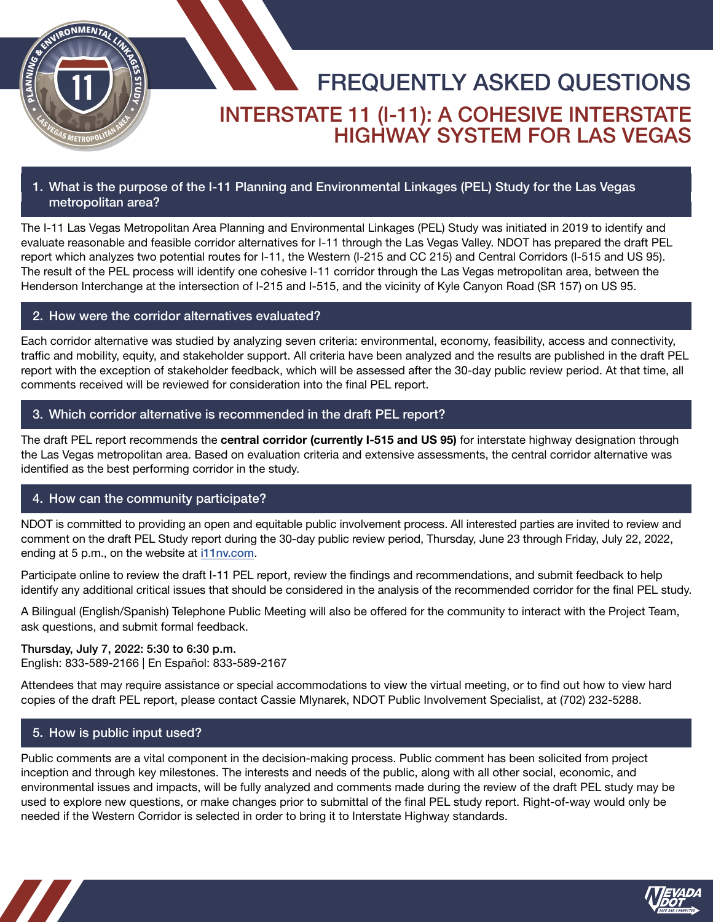# FREQUENTLY ASKED QUESTIONS

## INTERSTATE 11 (I-11): A COHESIVE INTERSTATE HIGHWAY SYSTEM FOR LAS VEGAS

### 1. What is the purpose of the I-11 Planning and Environmental Linkages (PEL) Study for the Las Vegas metropolitan area?

The I-11 Las Vegas Metropolitan Area Planning and Environmental Linkages (PEL) Study was initiated in 2019 to identify and evaluate reasonable and feasible corridor alternatives for I-11 through the Las Vegas Valley. NDOT has prepared the draft PEL report which analyzes two potential routes for I-11, the Western (I-215 and CC 215) and Central Corridors (I-515 and US 95). The result of the PEL process will identify one cohesive I-11 corridor through the Las Vegas metropolitan area, between the Henderson Interchange at the intersection of I-215 and I-515, and the vicinity of Kyle Canyon Road (SR 157) on US 95.

### 2. How were the corridor alternatives evaluated?

Each corridor alternative was studied by analyzing seven criteria: environmental, economy, feasibility, access and connectivity, traffic and mobility, equity, and stakeholder support. All criteria have been analyzed and the results are published in the draft PEL report with the exception of stakeholder feedback, which will be assessed after the 30-day public review period. At that time, all comments received will be reviewed for consideration into the final PEL report.

### 3. Which corridor alternative is recommended in the draft PEL report?

The draft PEL report recommends the **central corridor (currently I-515 and US 95)** for interstate highway designation through the Las Vegas metropolitan area. Based on evaluation criteria and extensive assessments, the central corridor alternative was identified as the best performing corridor in the study.

### 4. How can the community participate?

NDOT is committed to providing an open and equitable public involvement process. All interested parties are invited to review and comment on the draft PEL Study report during the 30-day public review period, Thursday, June 23 through Friday, July 22, 2022, ending at 5 p.m., on the website at i11nv.com.

Participate online to review the draft I-11 PEL report, review the findings and recommendations, and submit feedback to help identify any additional critical issues that should be considered in the analysis of the recommended corridor for the final PEL study.

A Bilingual (English/Spanish) Telephone Public Meeting will also be offered for the community to interact with the Project Team, ask questions, and submit formal feedback.

**Thursday, July 7, 2022: 5:30 to 6:30 p.m.**
English: 833-589-2166 | En Español: 833-589-2167

Attendees that may require assistance or special accommodations to view the virtual meeting, or to find out how to view hard copies of the draft PEL report, please contact Cassie Mlynarek, NDOT Public Involvement Specialist, at (702) 232-5288.

### 5. How is public input used?

Public comments are a vital component in the decision-making process. Public comment has been solicited from project inception and through key milestones. The interests and needs of the public, along with all other social, economic, and environmental issues and impacts, will be fully analyzed and comments made during the review of the draft PEL study may be used to explore new questions, or make changes prior to submittal of the final PEL study report. Right-of-way would only be needed if the Western Corridor is selected in order to bring it to Interstate Highway standards.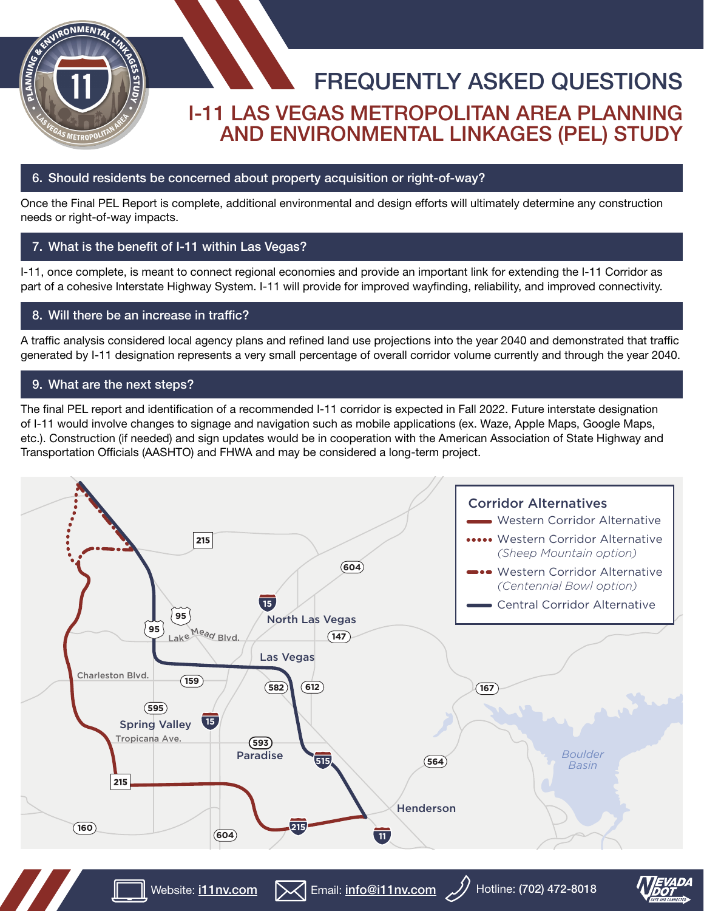# FREQUENTLY ASKED QUESTIONS

## I-11 LAS VEGAS METROPOLITAN AREA PLANNING AND ENVIRONMENTAL LINKAGES (PEL) STUDY

### 6. Should residents be concerned about property acquisition or right-of-way?

Once the Final PEL Report is complete, additional environmental and design efforts will ultimately determine any construction needs or right-of-way impacts.

### 7. What is the benefit of I-11 within Las Vegas?

I-11, once complete, is meant to connect regional economies and provide an important link for extending the I-11 Corridor as part of a cohesive Interstate Highway System. I-11 will provide for improved wayfinding, reliability, and improved connectivity.

### 8. Will there be an increase in traffic?

A traffic analysis considered local agency plans and refined land use projections into the year 2040 and demonstrated that traffic generated by I-11 designation represents a very small percentage of overall corridor volume currently and through the year 2040.

### 9. What are the next steps?

The final PEL report and identification of a recommended I-11 corridor is expected in Fall 2022. Future interstate designation of I-11 would involve changes to signage and navigation such as mobile applications (ex. Waze, Apple Maps, Google Maps, etc.). Construction (if needed) and sign updates would be in cooperation with the American Association of State Highway and Transportation Officials (AASHTO) and FHWA and may be considered a long-term project.

Corridor Alternatives
Western Corridor Alternative
Western Corridor Alternative *(Sheep Mountain option)*
Western Corridor Alternative *(Centennial Bowl option)*
Central Corridor Alternative

215
604
15
95
95
North Las Vegas
147
Lake Mead Blvd.
Las Vegas
Charleston Blvd.
159
582
612
167
595
Spring Valley
15
Tropicana Ave.
593
Paradise
515
564
Boulder Basin
215
Henderson
215
160
604
11

Website: i11nv.com
Email: info@i11nv.com
Hotline: (702) 472-8018